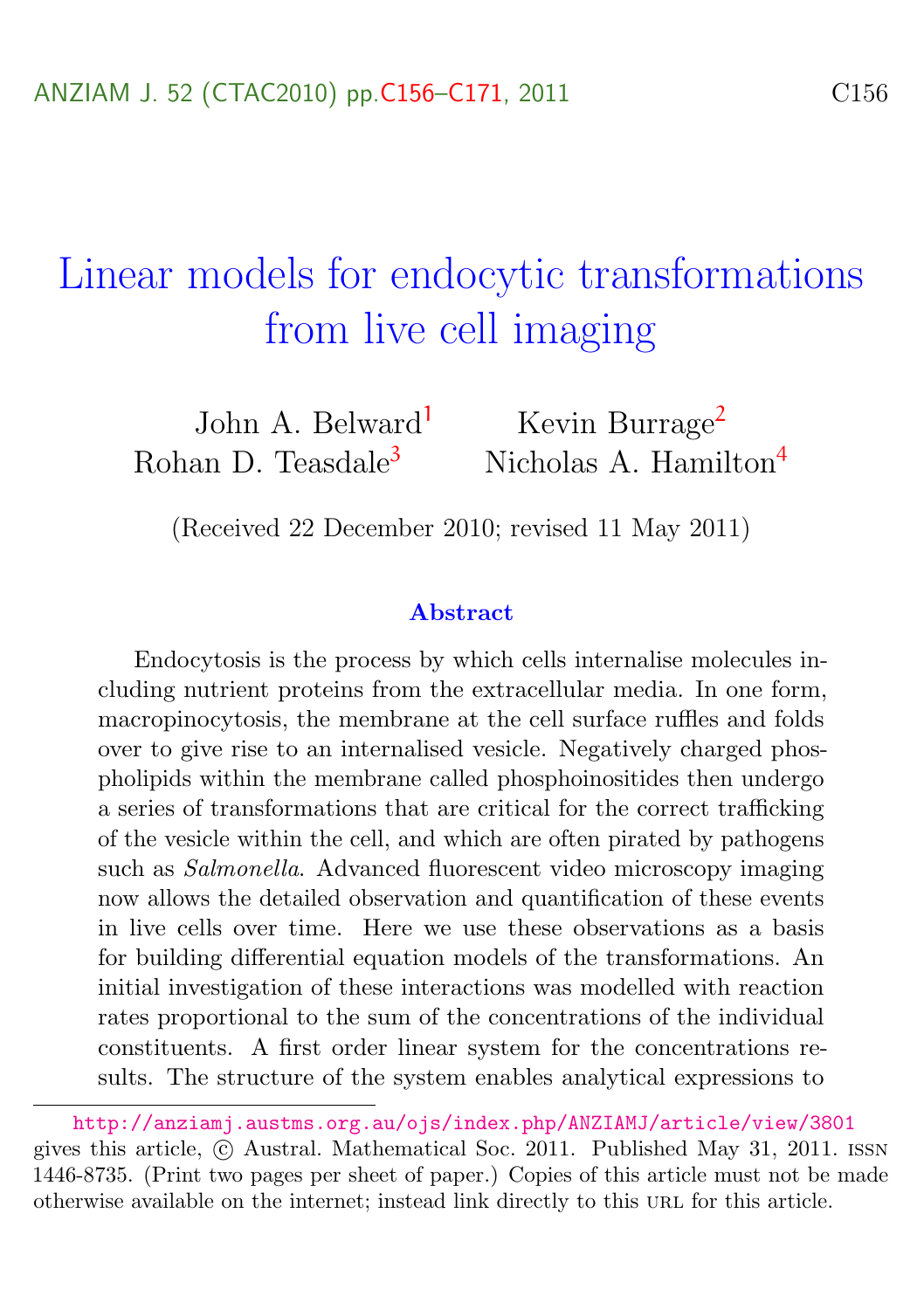# Linear models for endocytic transformations from live cell imaging

John A. Belward[1] Kevin Burrage[2]
Rohan D. Teasdale[3] Nicholas A. Hamilton[4]

(Received 22 December 2010; revised 11 May 2011)

## Abstract

Endocytosis is the process by which cells internalise molecules including nutrient proteins from the extracellular media. In one form, macropinocytosis, the membrane at the cell surface ruffles and folds over to give rise to an internalised vesicle. Negatively charged phospholipids within the membrane called phosphoinositides then undergo a series of transformations that are critical for the correct trafficking of the vesicle within the cell, and which are often pirated by pathogens such as *Salmonella*. Advanced fluorescent video microscopy imaging now allows the detailed observation and quantification of these events in live cells over time. Here we use these observations as a basis for building differential equation models of the transformations. An initial investigation of these interactions was modelled with reaction rates proportional to the sum of the concentrations of the individual constituents. A first order linear system for the concentrations results. The structure of the system enables analytical expressions to

---

http://anziamj.austms.org.au/ojs/index.php/ANZIAMJ/article/view/3801 gives this article, © Austral. Mathematical Soc. 2011. Published May 31, 2011. ISSN 1446-8735. (Print two pages per sheet of paper.) Copies of this article must not be made otherwise available on the internet; instead link directly to this URL for this article.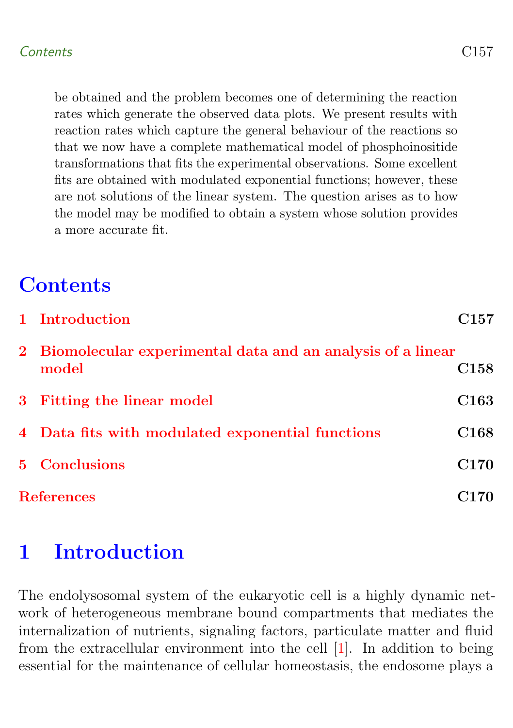be obtained and the problem becomes one of determining the reaction rates which generate the observed data plots. We present results with reaction rates which capture the general behaviour of the reactions so that we now have a complete mathematical model of phosphoinositide transformations that fits the experimental observations. Some excellent fits are obtained with modulated exponential functions; however, these are not solutions of the linear system. The question arises as to how the model may be modified to obtain a system whose solution provides a more accurate fit.

# Contents

- **1 Introduction** — C157
- **2 Biomolecular experimental data and an analysis of a linear model** — C158
- **3 Fitting the linear model** — C163
- **4 Data fits with modulated exponential functions** — C168
- **5 Conclusions** — C170
- **References** — C170

# 1 Introduction

The endolysosomal system of the eukaryotic cell is a highly dynamic network of heterogeneous membrane bound compartments that mediates the internalization of nutrients, signaling factors, particulate matter and fluid from the extracellular environment into the cell [1]. In addition to being essential for the maintenance of cellular homeostasis, the endosome plays a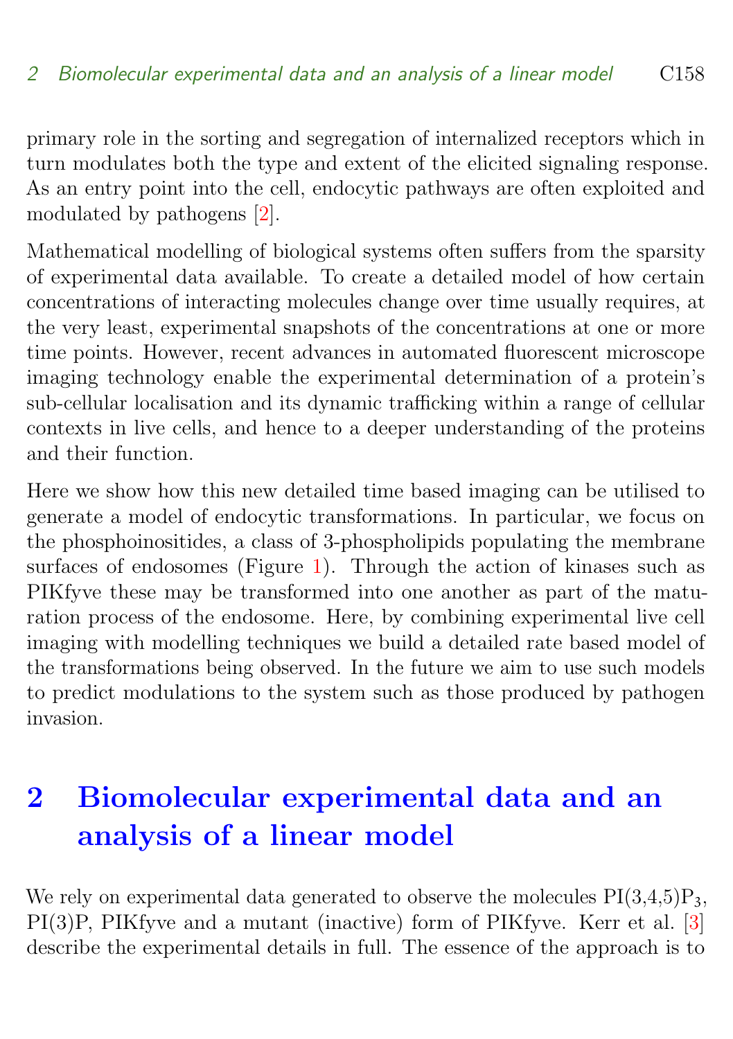primary role in the sorting and segregation of internalized receptors which in turn modulates both the type and extent of the elicited signaling response. As an entry point into the cell, endocytic pathways are often exploited and modulated by pathogens [2].

Mathematical modelling of biological systems often suffers from the sparsity of experimental data available. To create a detailed model of how certain concentrations of interacting molecules change over time usually requires, at the very least, experimental snapshots of the concentrations at one or more time points. However, recent advances in automated fluorescent microscope imaging technology enable the experimental determination of a protein's sub-cellular localisation and its dynamic trafficking within a range of cellular contexts in live cells, and hence to a deeper understanding of the proteins and their function.

Here we show how this new detailed time based imaging can be utilised to generate a model of endocytic transformations. In particular, we focus on the phosphoinositides, a class of 3-phospholipids populating the membrane surfaces of endosomes (Figure 1). Through the action of kinases such as PIKfyve these may be transformed into one another as part of the maturation process of the endosome. Here, by combining experimental live cell imaging with modelling techniques we build a detailed rate based model of the transformations being observed. In the future we aim to use such models to predict modulations to the system such as those produced by pathogen invasion.

## 2 Biomolecular experimental data and an analysis of a linear model

We rely on experimental data generated to observe the molecules PI(3,4,5)$P_3$, PI(3)P, PIKfyve and a mutant (inactive) form of PIKfyve. Kerr et al. [3] describe the experimental details in full. The essence of the approach is to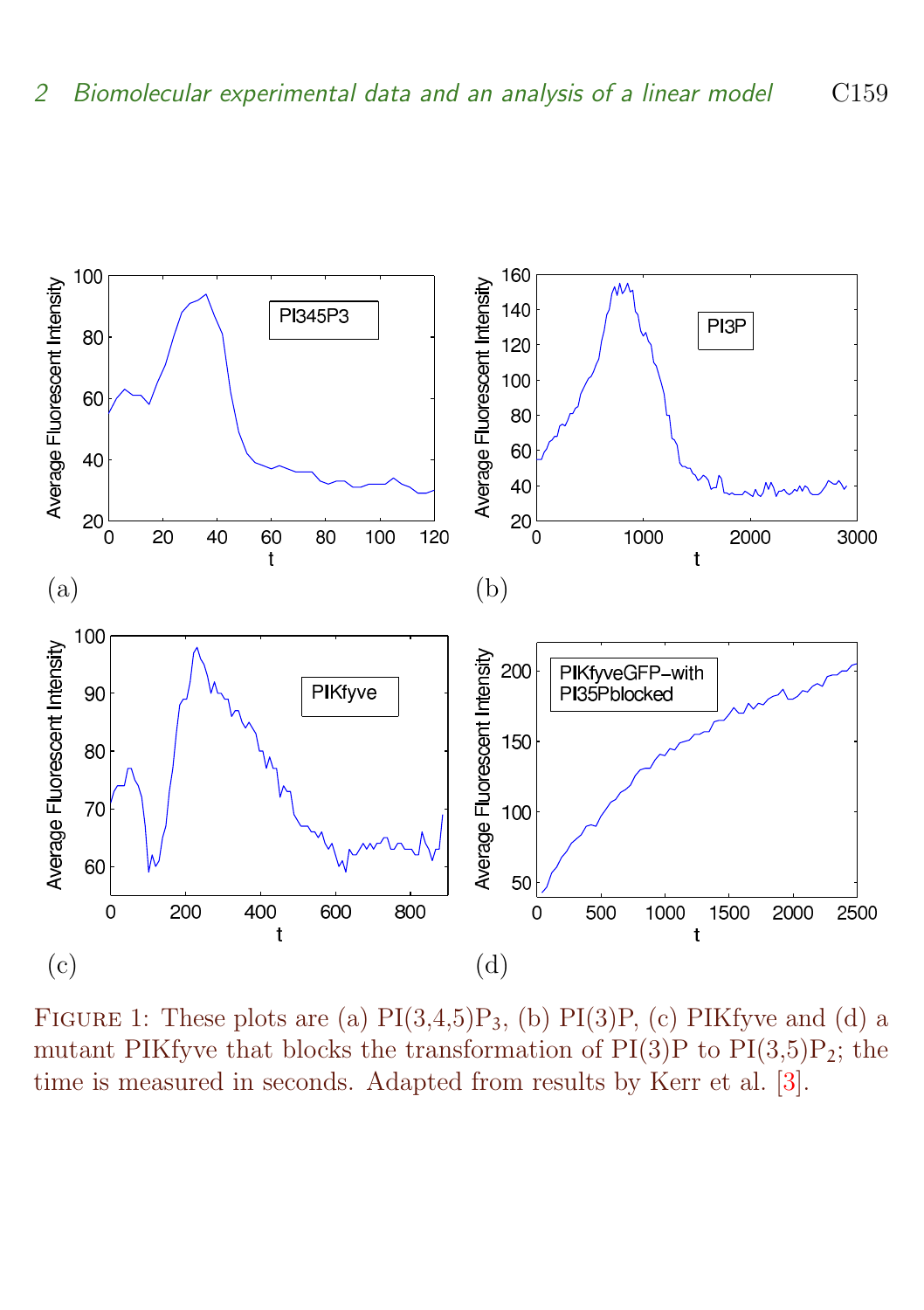FIGURE 1: These plots are (a) $PI(3,4,5)P_3$, (b) $PI(3)P$, (c) PIKfyve and (d) a mutant PIKfyve that blocks the transformation of $PI(3)P$ to $PI(3,5)P_2$; the time is measured in seconds. Adapted from results by Kerr et al. [3].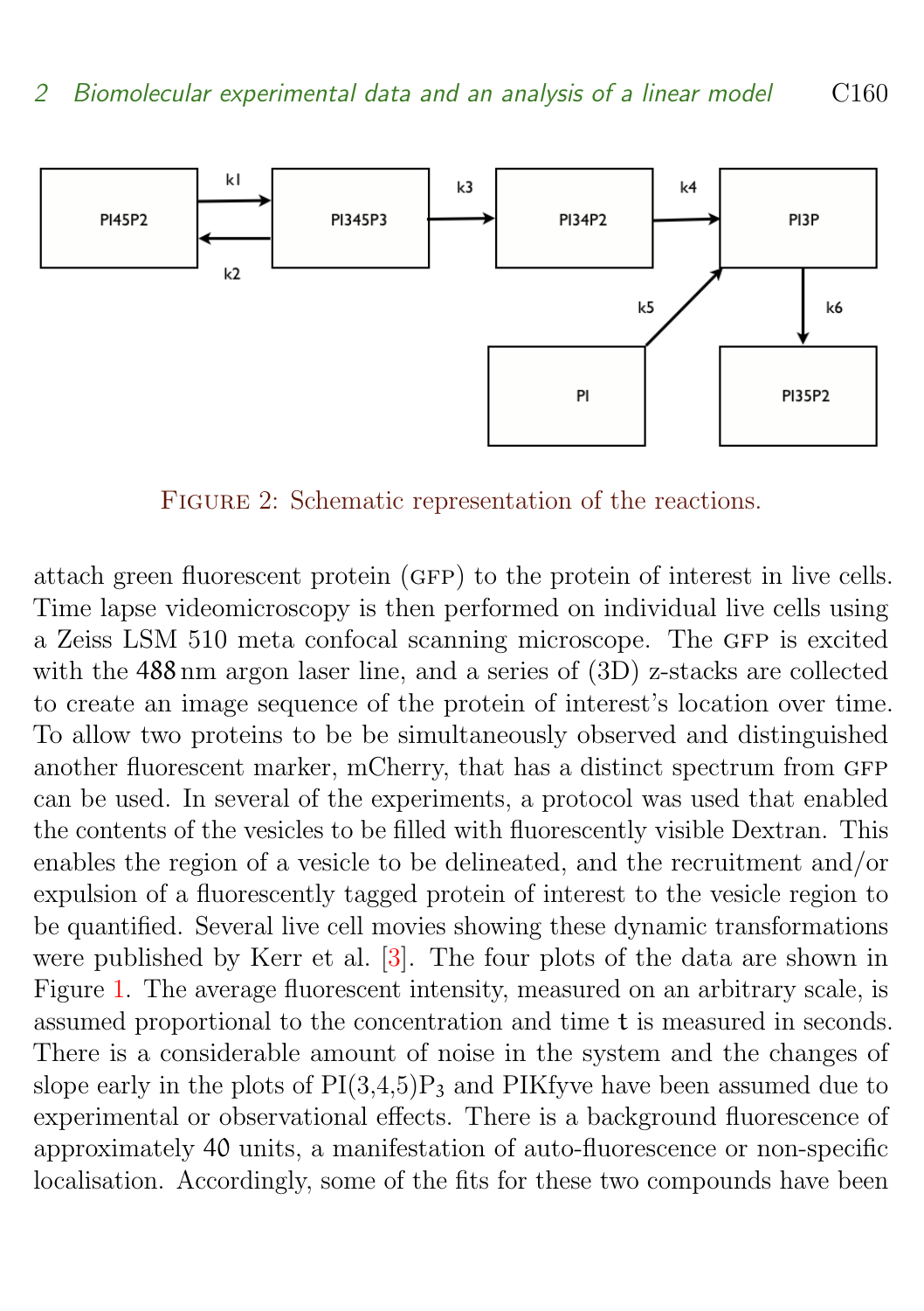Figure 2: Schematic representation of the reactions.

attach green fluorescent protein (GFP) to the protein of interest in live cells. Time lapse videomicroscopy is then performed on individual live cells using a Zeiss LSM 510 meta confocal scanning microscope. The GFP is excited with the 488 nm argon laser line, and a series of (3D) z-stacks are collected to create an image sequence of the protein of interest's location over time. To allow two proteins to be be simultaneously observed and distinguished another fluorescent marker, mCherry, that has a distinct spectrum from GFP can be used. In several of the experiments, a protocol was used that enabled the contents of the vesicles to be filled with fluorescently visible Dextran. This enables the region of a vesicle to be delineated, and the recruitment and/or expulsion of a fluorescently tagged protein of interest to the vesicle region to be quantified. Several live cell movies showing these dynamic transformations were published by Kerr et al. [3]. The four plots of the data are shown in Figure 1. The average fluorescent intensity, measured on an arbitrary scale, is assumed proportional to the concentration and time $t$ is measured in seconds. There is a considerable amount of noise in the system and the changes of slope early in the plots of PI(3,4,5)$P_3$ and PIKfyve have been assumed due to experimental or observational effects. There is a background fluorescence of approximately 40 units, a manifestation of auto-fluorescence or non-specific localisation. Accordingly, some of the fits for these two compounds have been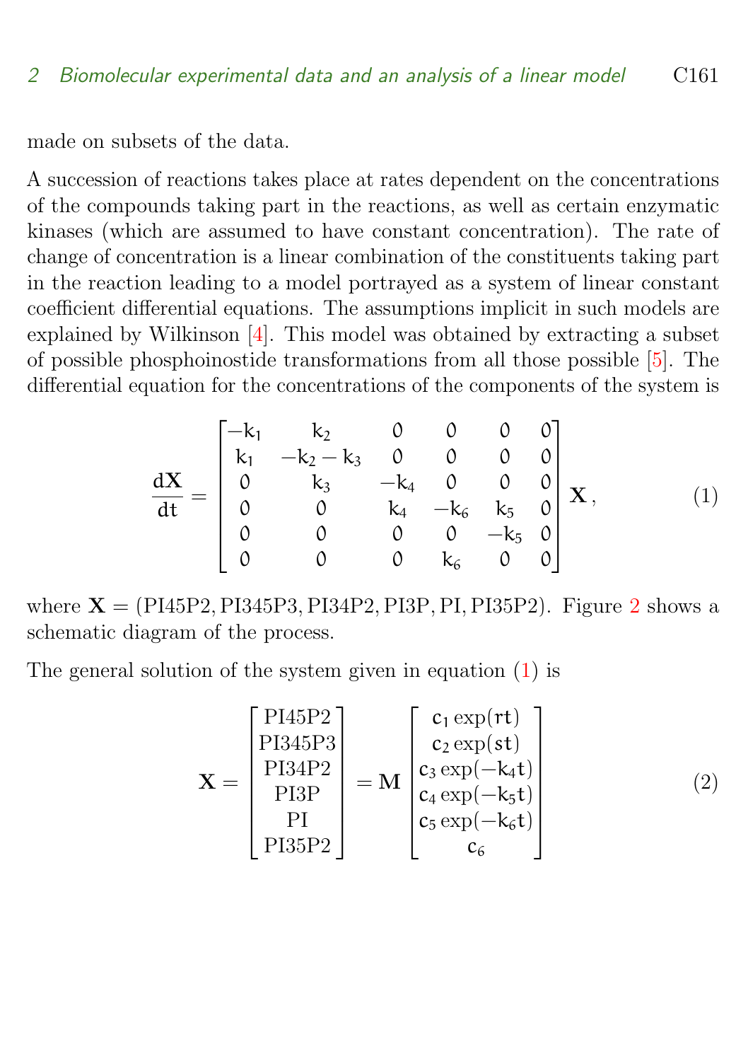made on subsets of the data.

A succession of reactions takes place at rates dependent on the concentrations of the compounds taking part in the reactions, as well as certain enzymatic kinases (which are assumed to have constant concentration). The rate of change of concentration is a linear combination of the constituents taking part in the reaction leading to a model portrayed as a system of linear constant coefficient differential equations. The assumptions implicit in such models are explained by Wilkinson [4]. This model was obtained by extracting a subset of possible phosphoinostide transformations from all those possible [5]. The differential equation for the concentrations of the components of the system is

$$\frac{d\mathbf{X}}{dt} = \begin{bmatrix} -k_1 & k_2 & 0 & 0 & 0 & 0 \\ k_1 & -k_2 - k_3 & 0 & 0 & 0 & 0 \\ 0 & k_3 & -k_4 & 0 & 0 & 0 \\ 0 & 0 & k_4 & -k_6 & k_5 & 0 \\ 0 & 0 & 0 & 0 & -k_5 & 0 \\ 0 & 0 & 0 & k_6 & 0 & 0 \end{bmatrix} \mathbf{X}, \tag{1}$$

where $\mathbf{X} = (\mathrm{PI45P2}, \mathrm{PI345P3}, \mathrm{PI34P2}, \mathrm{PI3P}, \mathrm{PI}, \mathrm{PI35P2})$. Figure 2 shows a schematic diagram of the process.

The general solution of the system given in equation (1) is

$$\mathbf{X} = \begin{bmatrix} \mathrm{PI45P2} \\ \mathrm{PI345P3} \\ \mathrm{PI34P2} \\ \mathrm{PI3P} \\ \mathrm{PI} \\ \mathrm{PI35P2} \end{bmatrix} = \mathbf{M} \begin{bmatrix} c_1 \exp(rt) \\ c_2 \exp(st) \\ c_3 \exp(-k_4 t) \\ c_4 \exp(-k_5 t) \\ c_5 \exp(-k_6 t) \\ c_6 \end{bmatrix} \tag{2}$$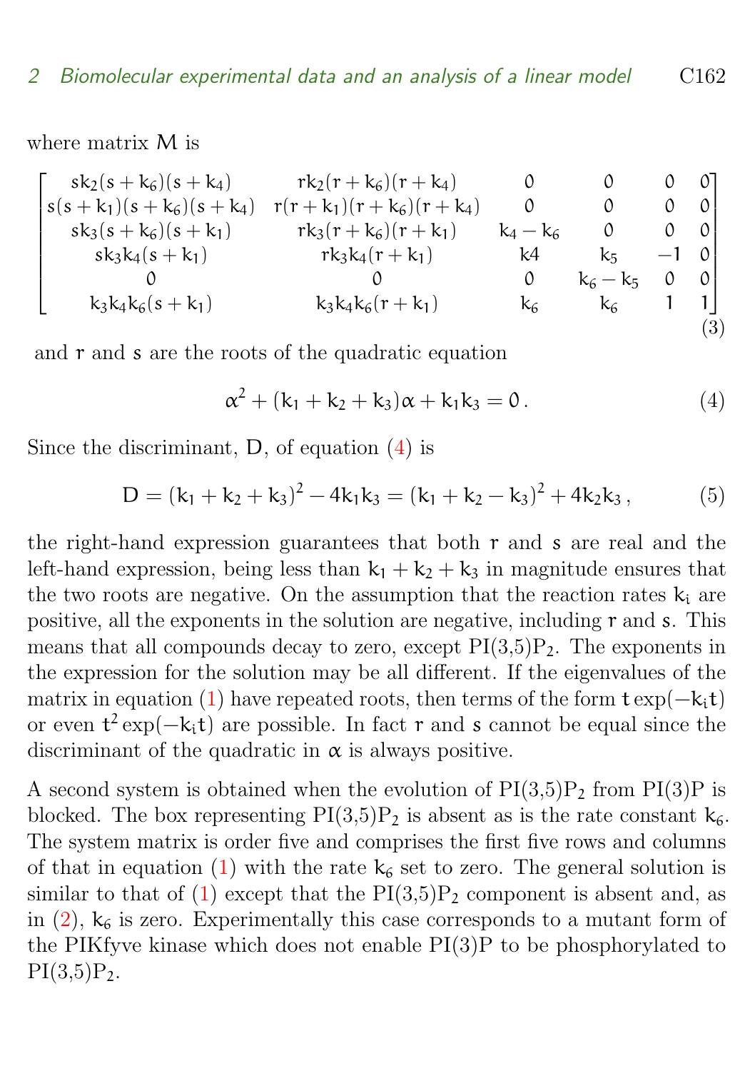where matrix M is

$$\begin{bmatrix} sk_2(s+k_6)(s+k_4) & rk_2(r+k_6)(r+k_4) & 0 & 0 & 0 & 0 \\ s(s+k_1)(s+k_6)(s+k_4) & r(r+k_1)(r+k_6)(r+k_4) & 0 & 0 & 0 & 0 \\ sk_3(s+k_6)(s+k_1) & rk_3(r+k_6)(r+k_1) & k_4-k_6 & 0 & 0 & 0 \\ sk_3k_4(s+k_1) & rk_3k_4(r+k_1) & k4 & k_5 & -1 & 0 \\ 0 & 0 & 0 & k_6-k_5 & 0 & 0 \\ k_3k_4k_6(s+k_1) & k_3k_4k_6(r+k_1) & k_6 & k_6 & 1 & 1 \end{bmatrix} \quad (3)$$

and r and s are the roots of the quadratic equation

$$\alpha^2 + (k_1+k_2+k_3)\alpha + k_1k_3 = 0\,. \quad (4)$$

Since the discriminant, D, of equation (4) is

$$D = (k_1+k_2+k_3)^2 - 4k_1k_3 = (k_1+k_2-k_3)^2 + 4k_2k_3\,, \quad (5)$$

the right-hand expression guarantees that both r and s are real and the left-hand expression, being less than $k_1+k_2+k_3$ in magnitude ensures that the two roots are negative. On the assumption that the reaction rates $k_i$ are positive, all the exponents in the solution are negative, including r and s. This means that all compounds decay to zero, except PI(3,5)$P_2$. The exponents in the expression for the solution may be all different. If the eigenvalues of the matrix in equation (1) have repeated roots, then terms of the form $t\exp(-k_i t)$ or even $t^2\exp(-k_i t)$ are possible. In fact r and s cannot be equal since the discriminant of the quadratic in $\alpha$ is always positive.

A second system is obtained when the evolution of PI(3,5)$P_2$ from PI(3)P is blocked. The box representing PI(3,5)$P_2$ is absent as is the rate constant $k_6$. The system matrix is order five and comprises the first five rows and columns of that in equation (1) with the rate $k_6$ set to zero. The general solution is similar to that of (1) except that the PI(3,5)$P_2$ component is absent and, as in (2), $k_6$ is zero. Experimentally this case corresponds to a mutant form of the PIKfyve kinase which does not enable PI(3)P to be phosphorylated to PI(3,5)$P_2$.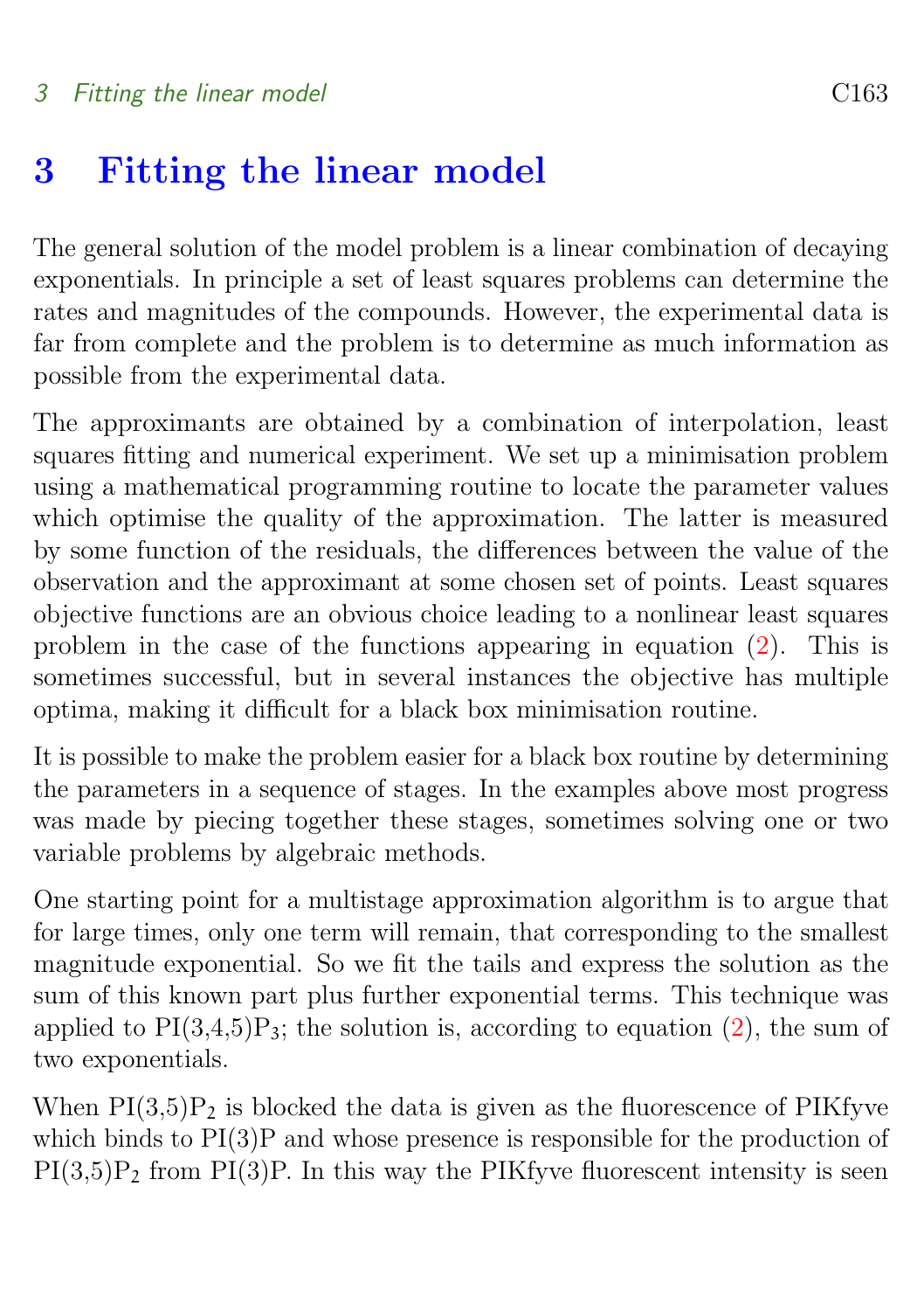# 3 Fitting the linear model

The general solution of the model problem is a linear combination of decaying exponentials. In principle a set of least squares problems can determine the rates and magnitudes of the compounds. However, the experimental data is far from complete and the problem is to determine as much information as possible from the experimental data.

The approximants are obtained by a combination of interpolation, least squares fitting and numerical experiment. We set up a minimisation problem using a mathematical programming routine to locate the parameter values which optimise the quality of the approximation. The latter is measured by some function of the residuals, the differences between the value of the observation and the approximant at some chosen set of points. Least squares objective functions are an obvious choice leading to a nonlinear least squares problem in the case of the functions appearing in equation (2). This is sometimes successful, but in several instances the objective has multiple optima, making it difficult for a black box minimisation routine.

It is possible to make the problem easier for a black box routine by determining the parameters in a sequence of stages. In the examples above most progress was made by piecing together these stages, sometimes solving one or two variable problems by algebraic methods.

One starting point for a multistage approximation algorithm is to argue that for large times, only one term will remain, that corresponding to the smallest magnitude exponential. So we fit the tails and express the solution as the sum of this known part plus further exponential terms. This technique was applied to $PI(3,4,5)P_3$; the solution is, according to equation (2), the sum of two exponentials.

When $PI(3,5)P_2$ is blocked the data is given as the fluorescence of PIKfyve which binds to PI(3)P and whose presence is responsible for the production of $PI(3,5)P_2$ from PI(3)P. In this way the PIKfyve fluorescent intensity is seen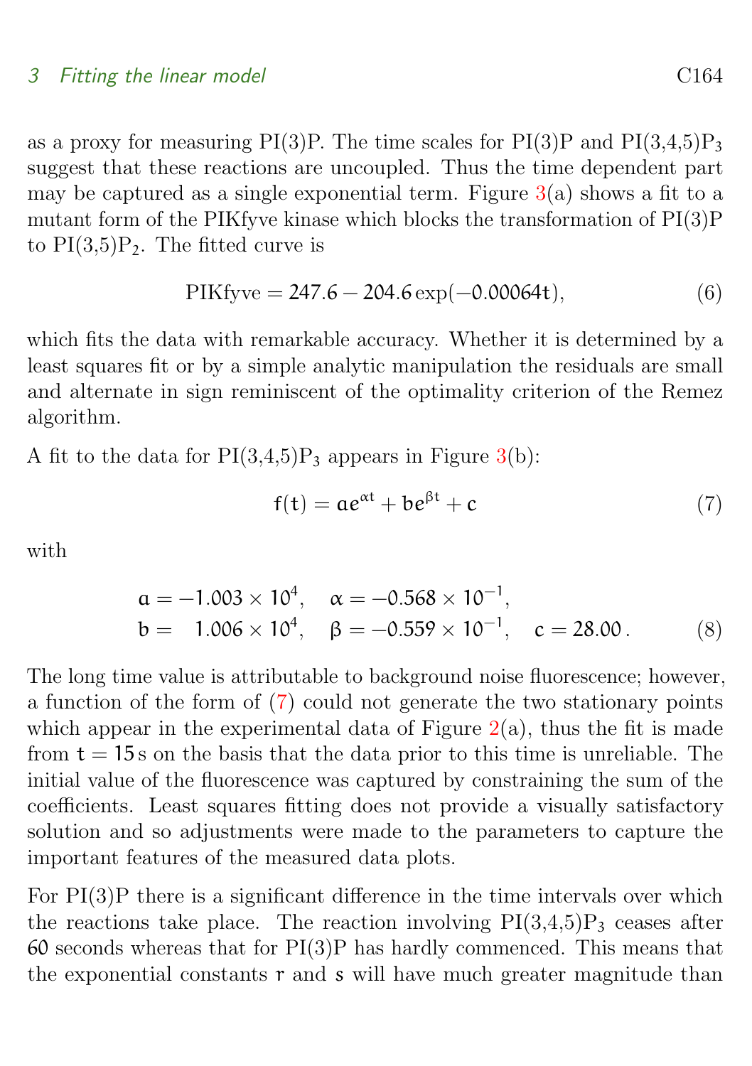as a proxy for measuring PI(3)P. The time scales for PI(3)P and PI(3,4,5)$P_3$ suggest that these reactions are uncoupled. Thus the time dependent part may be captured as a single exponential term. Figure 3(a) shows a fit to a mutant form of the PIKfyve kinase which blocks the transformation of PI(3)P to PI(3,5)$P_2$. The fitted curve is

$$\text{PIKfyve} = 247.6 - 204.6\exp(-0.00064t), \tag{6}$$

which fits the data with remarkable accuracy. Whether it is determined by a least squares fit or by a simple analytic manipulation the residuals are small and alternate in sign reminiscent of the optimality criterion of the Remez algorithm.

A fit to the data for PI(3,4,5)$P_3$ appears in Figure 3(b):

$$f(t) = ae^{\alpha t} + be^{\beta t} + c \tag{7}$$

with

$$\begin{aligned} a &= -1.003 \times 10^4, \quad \alpha = -0.568 \times 10^{-1}, \\ b &= \phantom{-}1.006 \times 10^4, \quad \beta = -0.559 \times 10^{-1}, \quad c = 28.00\,. \end{aligned} \tag{8}$$

The long time value is attributable to background noise fluorescence; however, a function of the form of (7) could not generate the two stationary points which appear in the experimental data of Figure 2(a), thus the fit is made from $t = 15$ s on the basis that the data prior to this time is unreliable. The initial value of the fluorescence was captured by constraining the sum of the coefficients. Least squares fitting does not provide a visually satisfactory solution and so adjustments were made to the parameters to capture the important features of the measured data plots.

For PI(3)P there is a significant difference in the time intervals over which the reactions take place. The reaction involving PI(3,4,5)$P_3$ ceases after 60 seconds whereas that for PI(3)P has hardly commenced. This means that the exponential constants $r$ and $s$ will have much greater magnitude than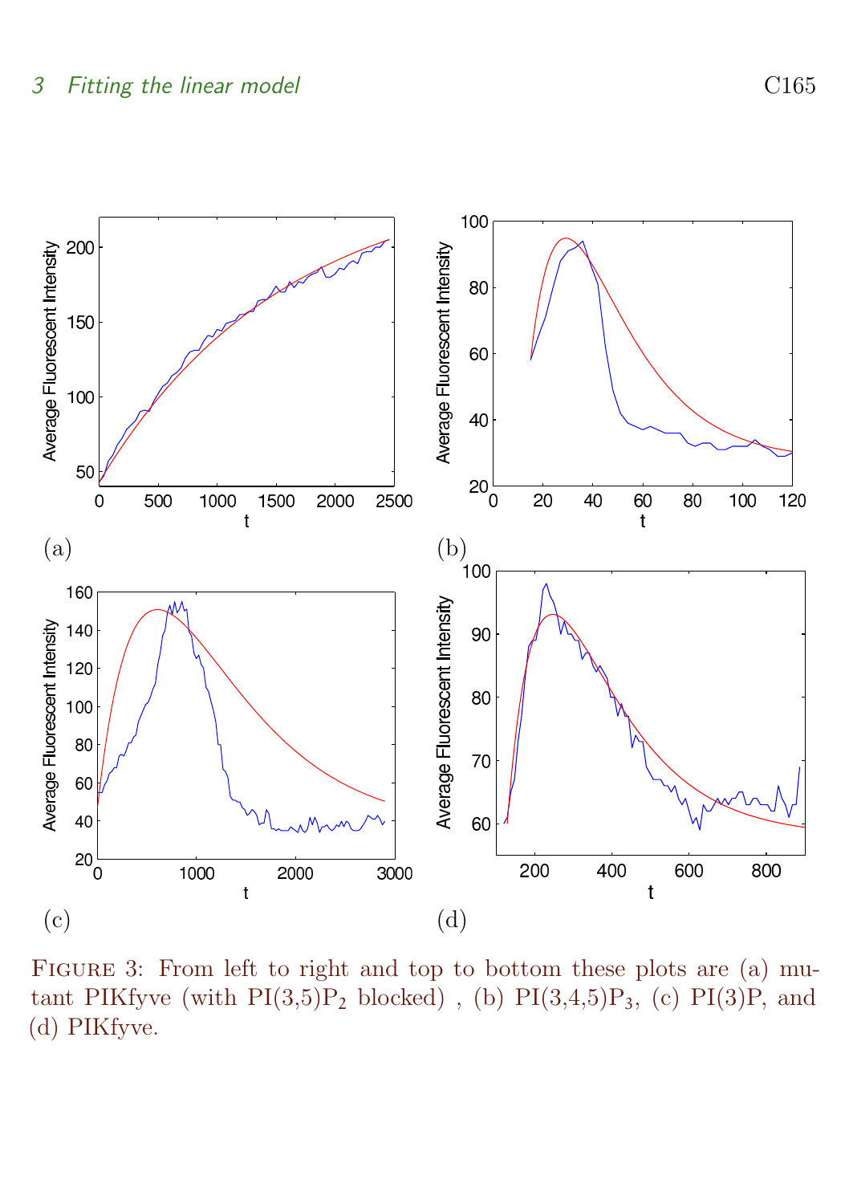Figure 3: From left to right and top to bottom these plots are (a) mutant PIKfyve (with PI(3,5)$P_2$ blocked) , (b) PI(3,4,5)$P_3$, (c) PI(3)P, and (d) PIKfyve.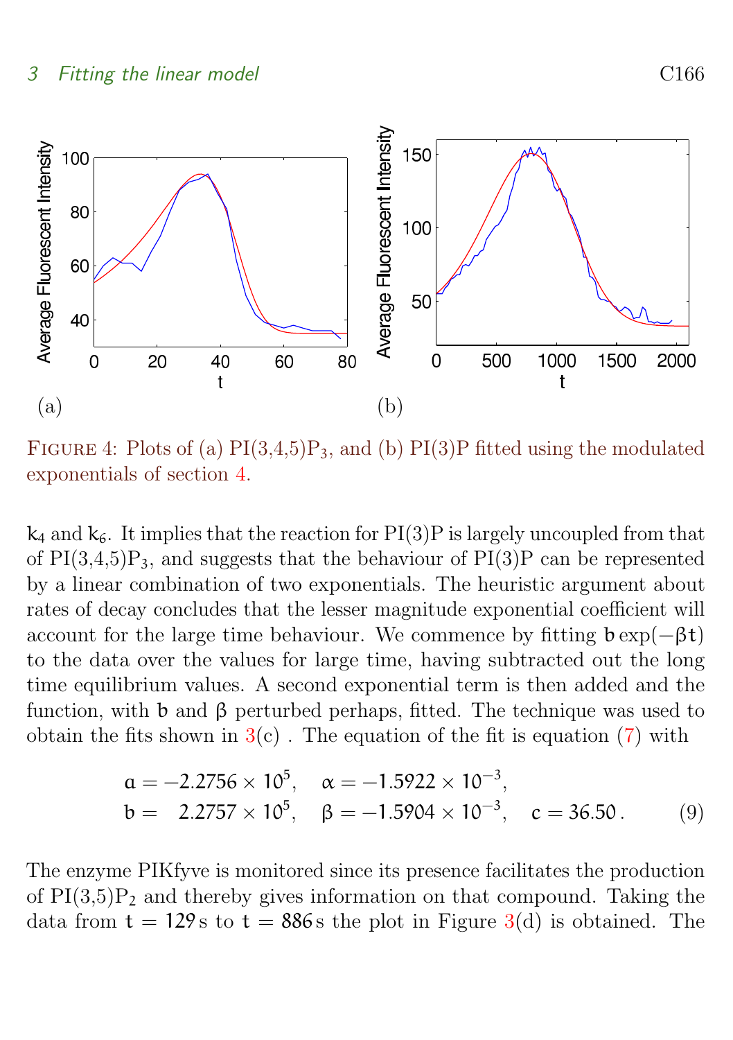FIGURE 4: Plots of (a) PI(3,4,5)$P_3$, and (b) PI(3)P fitted using the modulated exponentials of section 4.

$k_4$ and $k_6$. It implies that the reaction for PI(3)P is largely uncoupled from that of PI(3,4,5)$P_3$, and suggests that the behaviour of PI(3)P can be represented by a linear combination of two exponentials. The heuristic argument about rates of decay concludes that the lesser magnitude exponential coefficient will account for the large time behaviour. We commence by fitting $b\exp(-\beta t)$ to the data over the values for large time, having subtracted out the long time equilibrium values. A second exponential term is then added and the function, with $b$ and $\beta$ perturbed perhaps, fitted. The technique was used to obtain the fits shown in 3(c) . The equation of the fit is equation (7) with

$$
\begin{aligned}
a &= -2.2756 \times 10^5, \quad \alpha = -1.5922 \times 10^{-3}, \\
b &= \phantom{-}2.2757 \times 10^5, \quad \beta = -1.5904 \times 10^{-3}, \quad c = 36.50\,.
\end{aligned} \tag{9}
$$

The enzyme PIKfyve is monitored since its presence facilitates the production of PI(3,5)$P_2$ and thereby gives information on that compound. Taking the data from $t = 129$ s to $t = 886$ s the plot in Figure 3(d) is obtained. The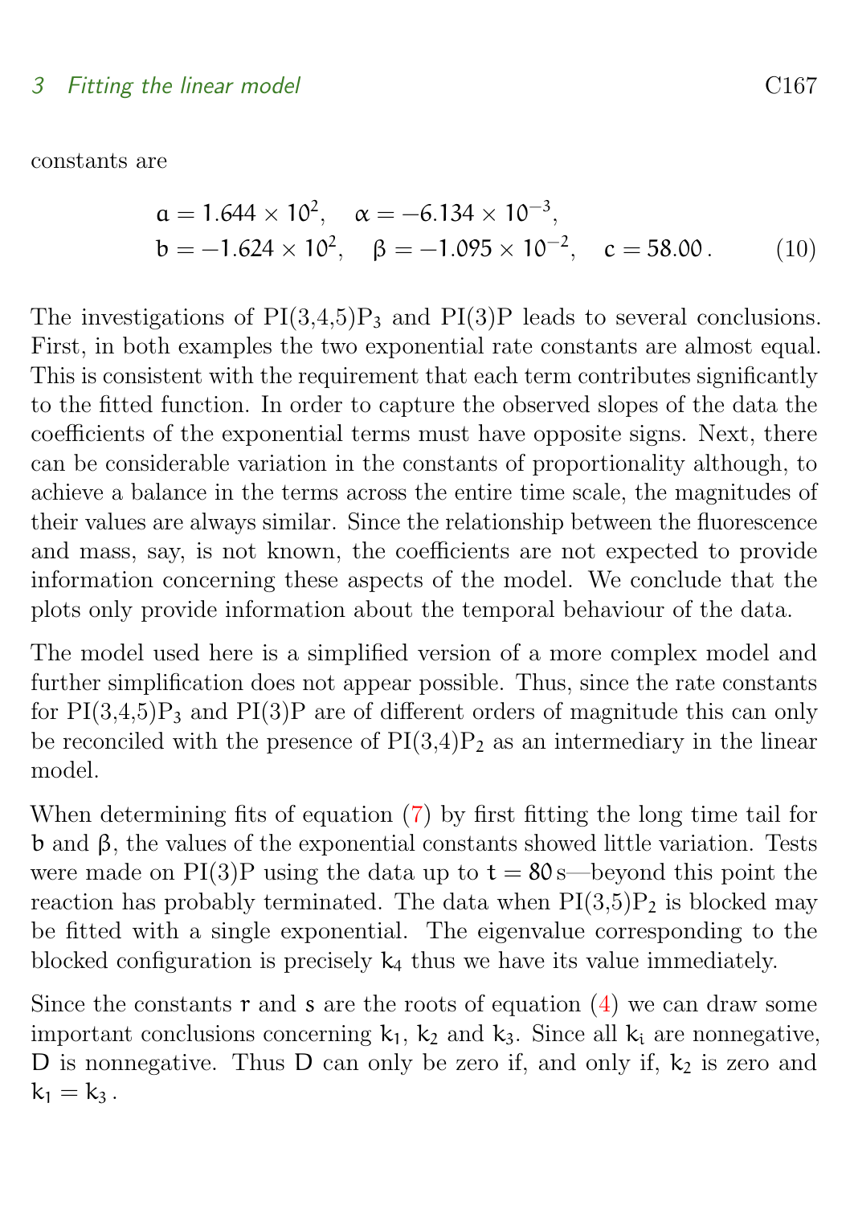constants are

$$a = 1.644 \times 10^2, \quad \alpha = -6.134 \times 10^{-3},$$
$$b = -1.624 \times 10^2, \quad \beta = -1.095 \times 10^{-2}, \quad c = 58.00\,. \qquad (10)$$

The investigations of PI(3,4,5)$P_3$ and PI(3)P leads to several conclusions. First, in both examples the two exponential rate constants are almost equal. This is consistent with the requirement that each term contributes significantly to the fitted function. In order to capture the observed slopes of the data the coefficients of the exponential terms must have opposite signs. Next, there can be considerable variation in the constants of proportionality although, to achieve a balance in the terms across the entire time scale, the magnitudes of their values are always similar. Since the relationship between the fluorescence and mass, say, is not known, the coefficients are not expected to provide information concerning these aspects of the model. We conclude that the plots only provide information about the temporal behaviour of the data.

The model used here is a simplified version of a more complex model and further simplification does not appear possible. Thus, since the rate constants for PI(3,4,5)$P_3$ and PI(3)P are of different orders of magnitude this can only be reconciled with the presence of PI(3,4)$P_2$ as an intermediary in the linear model.

When determining fits of equation (7) by first fitting the long time tail for $b$ and $\beta$, the values of the exponential constants showed little variation. Tests were made on PI(3)P using the data up to $t = 80\,$s—beyond this point the reaction has probably terminated. The data when PI(3,5)$P_2$ is blocked may be fitted with a single exponential. The eigenvalue corresponding to the blocked configuration is precisely $k_4$ thus we have its value immediately.

Since the constants $r$ and $s$ are the roots of equation (4) we can draw some important conclusions concerning $k_1$, $k_2$ and $k_3$. Since all $k_i$ are nonnegative, $D$ is nonnegative. Thus $D$ can only be zero if, and only if, $k_2$ is zero and $k_1 = k_3$.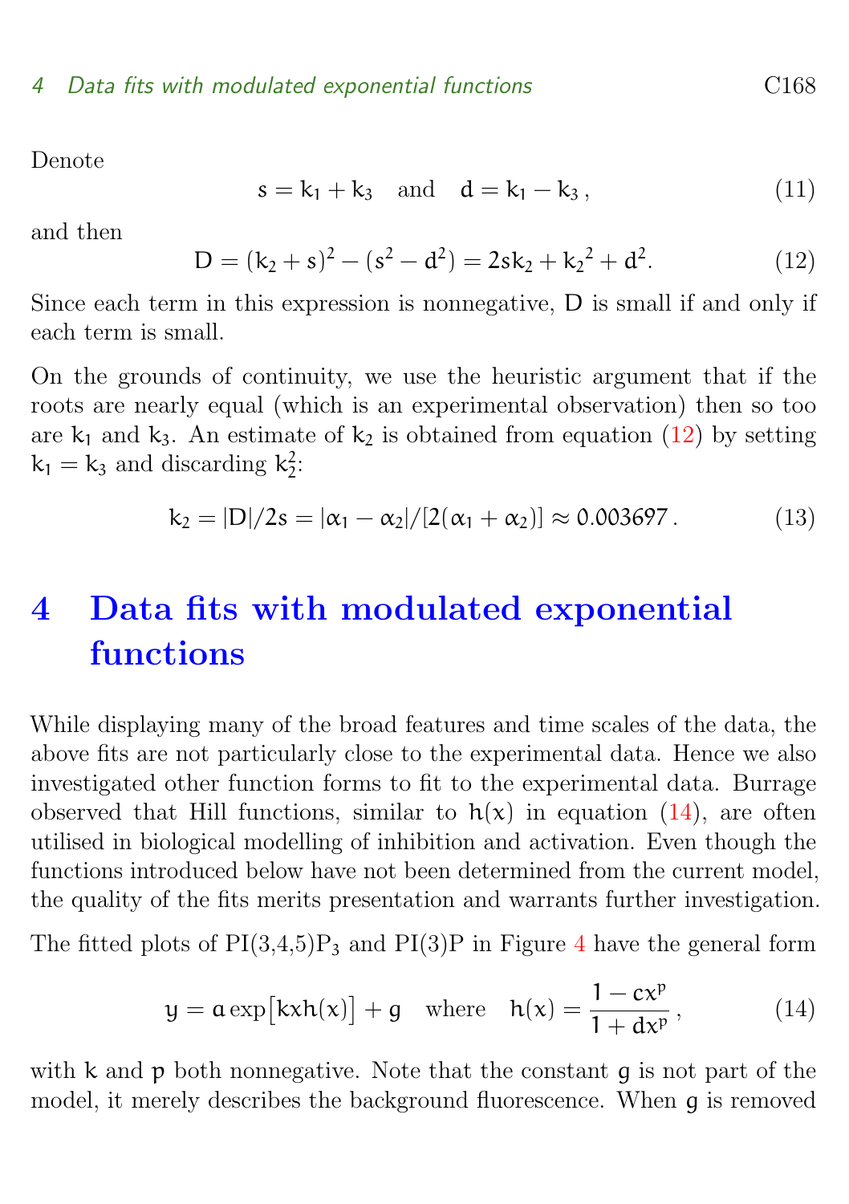Denote

$$s = k_1 + k_3 \quad \text{and} \quad d = k_1 - k_3\,, \tag{11}$$

and then

$$D = (k_2 + s)^2 - (s^2 - d^2) = 2sk_2 + {k_2}^2 + d^2. \tag{12}$$

Since each term in this expression is nonnegative, $D$ is small if and only if each term is small.

On the grounds of continuity, we use the heuristic argument that if the roots are nearly equal (which is an experimental observation) then so too are $k_1$ and $k_3$. An estimate of $k_2$ is obtained from equation (12) by setting $k_1 = k_3$ and discarding $k_2^2$:

$$k_2 = |D|/2s = |\alpha_1 - \alpha_2|/[2(\alpha_1 + \alpha_2)] \approx 0.003697\,. \tag{13}$$

# 4 Data fits with modulated exponential functions

While displaying many of the broad features and time scales of the data, the above fits are not particularly close to the experimental data. Hence we also investigated other function forms to fit to the experimental data. Burrage observed that Hill functions, similar to $h(x)$ in equation (14), are often utilised in biological modelling of inhibition and activation. Even though the functions introduced below have not been determined from the current model, the quality of the fits merits presentation and warrants further investigation.

The fitted plots of PI(3,4,5)$P_3$ and PI(3)P in Figure 4 have the general form

$$y = a\exp\big[kxh(x)\big] + g \quad \text{where} \quad h(x) = \frac{1 - cx^p}{1 + dx^p}\,, \tag{14}$$

with $k$ and $p$ both nonnegative. Note that the constant $g$ is not part of the model, it merely describes the background fluorescence. When $g$ is removed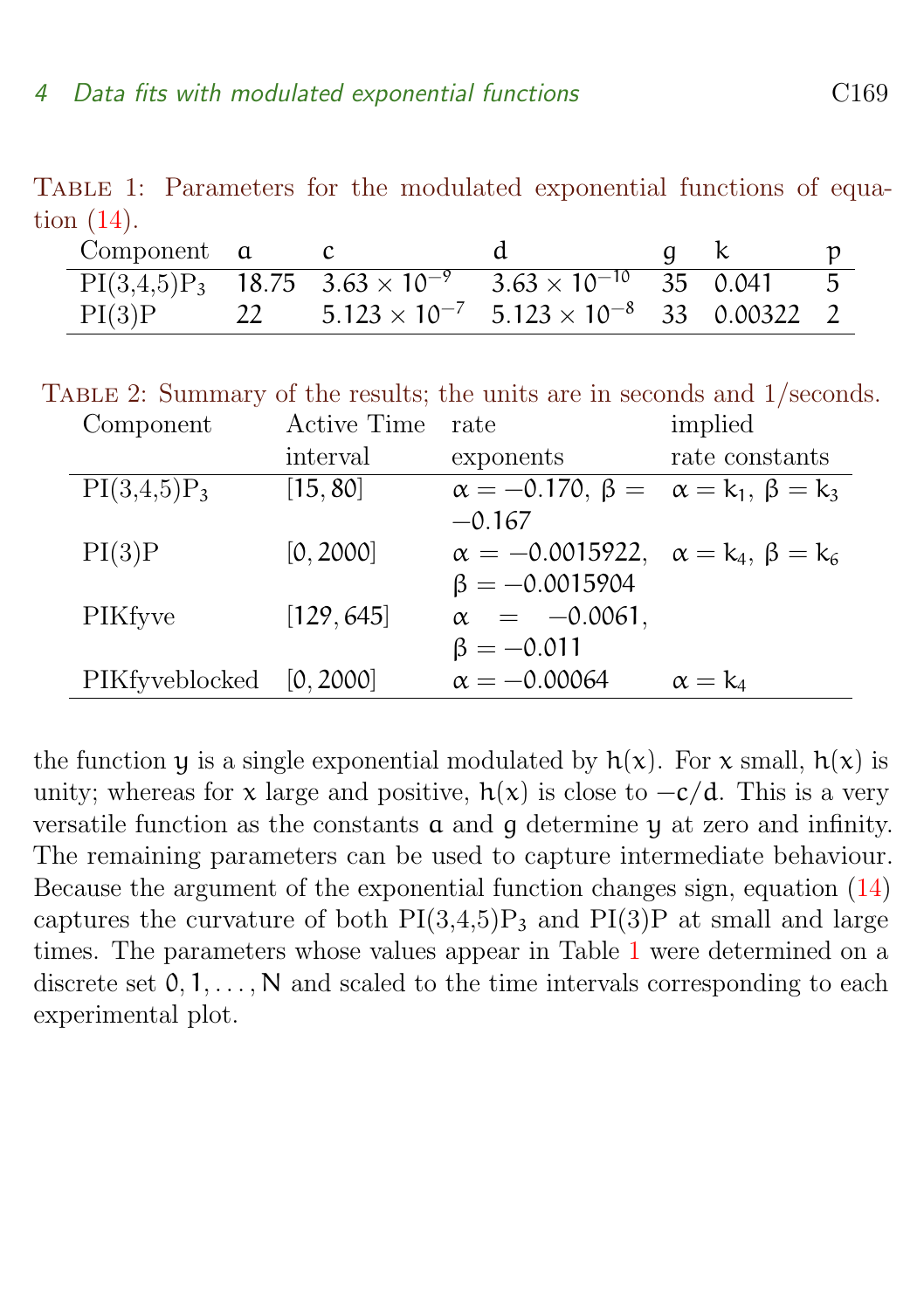Table 1: Parameters for the modulated exponential functions of equation (14).

| Component | $a$ | $c$ | $d$ | $g$ | $k$ | $p$ |
|---|---|---|---|---|---|---|
| PI(3,4,5)$P_3$ | 18.75 | $3.63 \times 10^{-9}$ | $3.63 \times 10^{-10}$ | 35 | 0.041 | 5 |
| PI(3)P | 22 | $5.123 \times 10^{-7}$ | $5.123 \times 10^{-8}$ | 33 | 0.00322 | 2 |

Table 2: Summary of the results; the units are in seconds and 1/seconds.

| Component | Active Time interval | rate exponents | implied rate constants |
|---|---|---|---|
| PI(3,4,5)$P_3$ | $[15, 80]$ | $\alpha = -0.170$, $\beta = -0.167$ | $\alpha = k_1$, $\beta = k_3$ |
| PI(3)P | $[0, 2000]$ | $\alpha = -0.0015922$, $\beta = -0.0015904$ | $\alpha = k_4$, $\beta = k_6$ |
| PIKfyve | $[129, 645]$ | $\alpha = -0.0061$, $\beta = -0.011$ | |
| PIKfyveblocked | $[0, 2000]$ | $\alpha = -0.00064$ | $\alpha = k_4$ |

the function $y$ is a single exponential modulated by $h(x)$. For $x$ small, $h(x)$ is unity; whereas for $x$ large and positive, $h(x)$ is close to $-c/d$. This is a very versatile function as the constants $a$ and $g$ determine $y$ at zero and infinity. The remaining parameters can be used to capture intermediate behaviour. Because the argument of the exponential function changes sign, equation (14) captures the curvature of both PI(3,4,5)$P_3$ and PI(3)P at small and large times. The parameters whose values appear in Table 1 were determined on a discrete set $0, 1, \ldots, N$ and scaled to the time intervals corresponding to each experimental plot.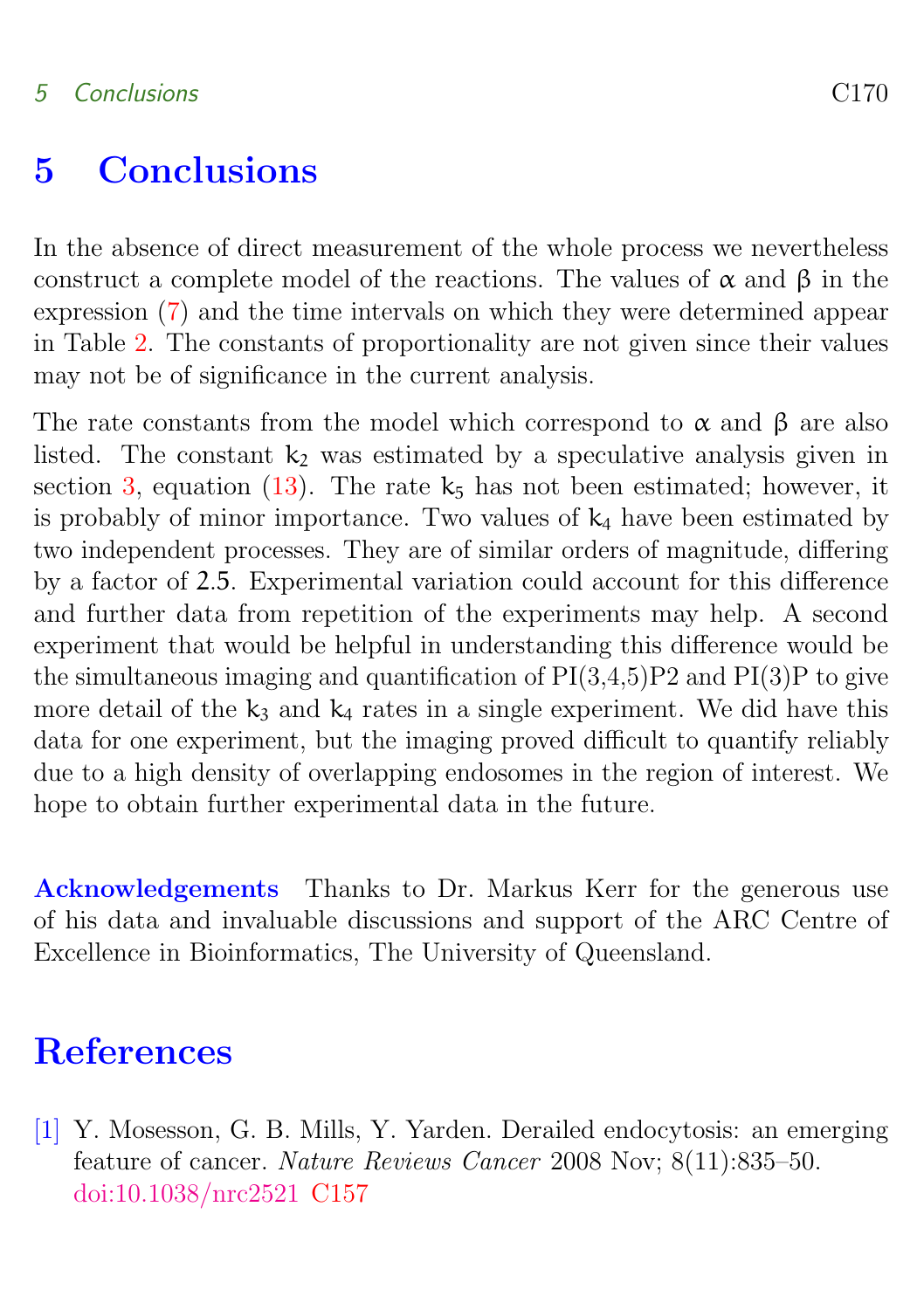# 5 Conclusions

In the absence of direct measurement of the whole process we nevertheless construct a complete model of the reactions. The values of $\alpha$ and $\beta$ in the expression (7) and the time intervals on which they were determined appear in Table 2. The constants of proportionality are not given since their values may not be of significance in the current analysis.

The rate constants from the model which correspond to $\alpha$ and $\beta$ are also listed. The constant $k_2$ was estimated by a speculative analysis given in section 3, equation (13). The rate $k_5$ has not been estimated; however, it is probably of minor importance. Two values of $k_4$ have been estimated by two independent processes. They are of similar orders of magnitude, differing by a factor of $2.5$. Experimental variation could account for this difference and further data from repetition of the experiments may help. A second experiment that would be helpful in understanding this difference would be the simultaneous imaging and quantification of PI(3,4,5)P2 and PI(3)P to give more detail of the $k_3$ and $k_4$ rates in a single experiment. We did have this data for one experiment, but the imaging proved difficult to quantify reliably due to a high density of overlapping endosomes in the region of interest. We hope to obtain further experimental data in the future.

**Acknowledgements** Thanks to Dr. Markus Kerr for the generous use of his data and invaluable discussions and support of the ARC Centre of Excellence in Bioinformatics, The University of Queensland.

# References

[1] Y. Mosesson, G. B. Mills, Y. Yarden. Derailed endocytosis: an emerging feature of cancer. *Nature Reviews Cancer* 2008 Nov; 8(11):835–50. doi:10.1038/nrc2521 C157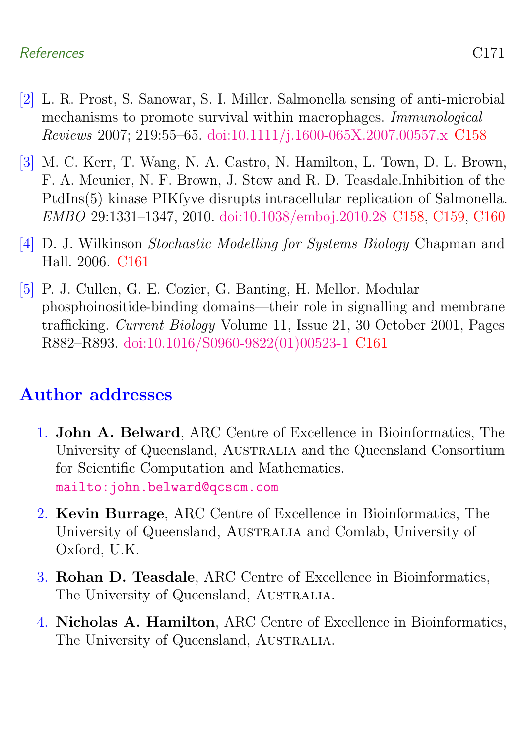[2] L. R. Prost, S. Sanowar, S. I. Miller. Salmonella sensing of anti-microbial mechanisms to promote survival within macrophages. *Immunological Reviews* 2007; 219:55–65. doi:10.1111/j.1600-065X.2007.00557.x C158

[3] M. C. Kerr, T. Wang, N. A. Castro, N. Hamilton, L. Town, D. L. Brown, F. A. Meunier, N. F. Brown, J. Stow and R. D. Teasdale.Inhibition of the PtdIns(5) kinase PIKfyve disrupts intracellular replication of Salmonella. *EMBO* 29:1331–1347, 2010. doi:10.1038/emboj.2010.28 C158, C159, C160

[4] D. J. Wilkinson *Stochastic Modelling for Systems Biology* Chapman and Hall. 2006. C161

[5] P. J. Cullen, G. E. Cozier, G. Banting, H. Mellor. Modular phosphoinositide-binding domains—their role in signalling and membrane trafficking. *Current Biology* Volume 11, Issue 21, 30 October 2001, Pages R882–R893. doi:10.1016/S0960-9822(01)00523-1 C161

## Author addresses

1. **John A. Belward**, ARC Centre of Excellence in Bioinformatics, The University of Queensland, Australia and the Queensland Consortium for Scientific Computation and Mathematics.
   mailto:john.belward@qcscm.com

2. **Kevin Burrage**, ARC Centre of Excellence in Bioinformatics, The University of Queensland, Australia and Comlab, University of Oxford, U.K.

3. **Rohan D. Teasdale**, ARC Centre of Excellence in Bioinformatics, The University of Queensland, Australia.

4. **Nicholas A. Hamilton**, ARC Centre of Excellence in Bioinformatics, The University of Queensland, Australia.